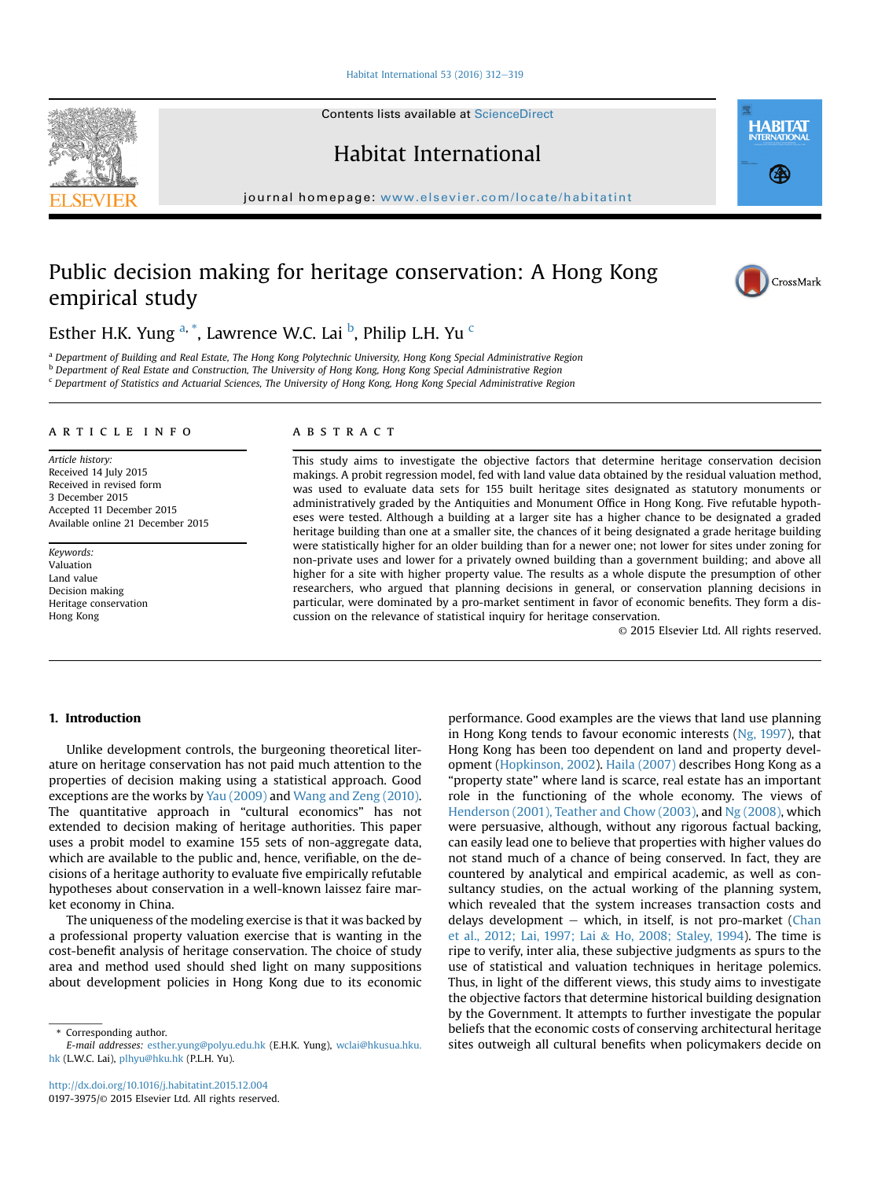Contents lists available at ScienceDirect

Habitat International

journal homepage: www.elsevier.com/locate/habitatint

# Public decision making for heritage conservation: A Hong Kong empirical study

Esther H.K. Yung [a, *], Lawrence W.C. Lai [b], Philip L.H. Yu [c]

[a] Department of Building and Real Estate, The Hong Kong Polytechnic University, Hong Kong Special Administrative Region
[b] Department of Real Estate and Construction, The University of Hong Kong, Hong Kong Special Administrative Region
[c] Department of Statistics and Actuarial Sciences, The University of Hong Kong, Hong Kong Special Administrative Region

**ARTICLE INFO**

*Article history:*
Received 14 July 2015
Received in revised form
3 December 2015
Accepted 11 December 2015
Available online 21 December 2015

*Keywords:*
Valuation
Land value
Decision making
Heritage conservation
Hong Kong

**ABSTRACT**

This study aims to investigate the objective factors that determine heritage conservation decision makings. A probit regression model, fed with land value data obtained by the residual valuation method, was used to evaluate data sets for 155 built heritage sites designated as statutory monuments or administratively graded by the Antiquities and Monument Office in Hong Kong. Five refutable hypotheses were tested. Although a building at a larger site has a higher chance to be designated a graded heritage building than one at a smaller site, the chances of it being designated a grade heritage building were statistically higher for an older building than for a newer one; not lower for sites under zoning for non-private uses and lower for a privately owned building than a government building; and above all higher for a site with higher property value. The results as a whole dispute the presumption of other researchers, who argued that planning decisions in general, or conservation planning decisions in particular, were dominated by a pro-market sentiment in favor of economic benefits. They form a discussion on the relevance of statistical inquiry for heritage conservation.

© 2015 Elsevier Ltd. All rights reserved.

## 1. Introduction

Unlike development controls, the burgeoning theoretical literature on heritage conservation has not paid much attention to the properties of decision making using a statistical approach. Good exceptions are the works by Yau (2009) and Wang and Zeng (2010). The quantitative approach in "cultural economics" has not extended to decision making of heritage authorities. This paper uses a probit model to examine 155 sets of non-aggregate data, which are available to the public and, hence, verifiable, on the decisions of a heritage authority to evaluate five empirically refutable hypotheses about conservation in a well-known laissez faire market economy in China.

The uniqueness of the modeling exercise is that it was backed by a professional property valuation exercise that is wanting in the cost-benefit analysis of heritage conservation. The choice of study area and method used should shed light on many suppositions about development policies in Hong Kong due to its economic performance. Good examples are the views that land use planning in Hong Kong tends to favour economic interests (Ng, 1997), that Hong Kong has been too dependent on land and property development (Hopkinson, 2002). Haila (2007) describes Hong Kong as a "property state" where land is scarce, real estate has an important role in the functioning of the whole economy. The views of Henderson (2001), Teather and Chow (2003), and Ng (2008), which were persuasive, although, without any rigorous factual backing, can easily lead one to believe that properties with higher values do not stand much of a chance of being conserved. In fact, they are countered by analytical and empirical academic, as well as consultancy studies, on the actual working of the planning system, which revealed that the system increases transaction costs and delays development — which, in itself, is not pro-market (Chan et al., 2012; Lai, 1997; Lai & Ho, 2008; Staley, 1994). The time is ripe to verify, inter alia, these subjective judgments as spurs to the use of statistical and valuation techniques in heritage polemics. Thus, in light of the different views, this study aims to investigate the objective factors that determine historical building designation by the Government. It attempts to further investigate the popular beliefs that the economic costs of conserving architectural heritage sites outweigh all cultural benefits when policymakers decide on

\* Corresponding author.
*E-mail addresses:* esther.yung@polyu.edu.hk (E.H.K. Yung), wclai@hkusua.hku.hk (L.W.C. Lai), plhyu@hku.hk (P.L.H. Yu).

http://dx.doi.org/10.1016/j.habitatint.2015.12.004
0197-3975/© 2015 Elsevier Ltd. All rights reserved.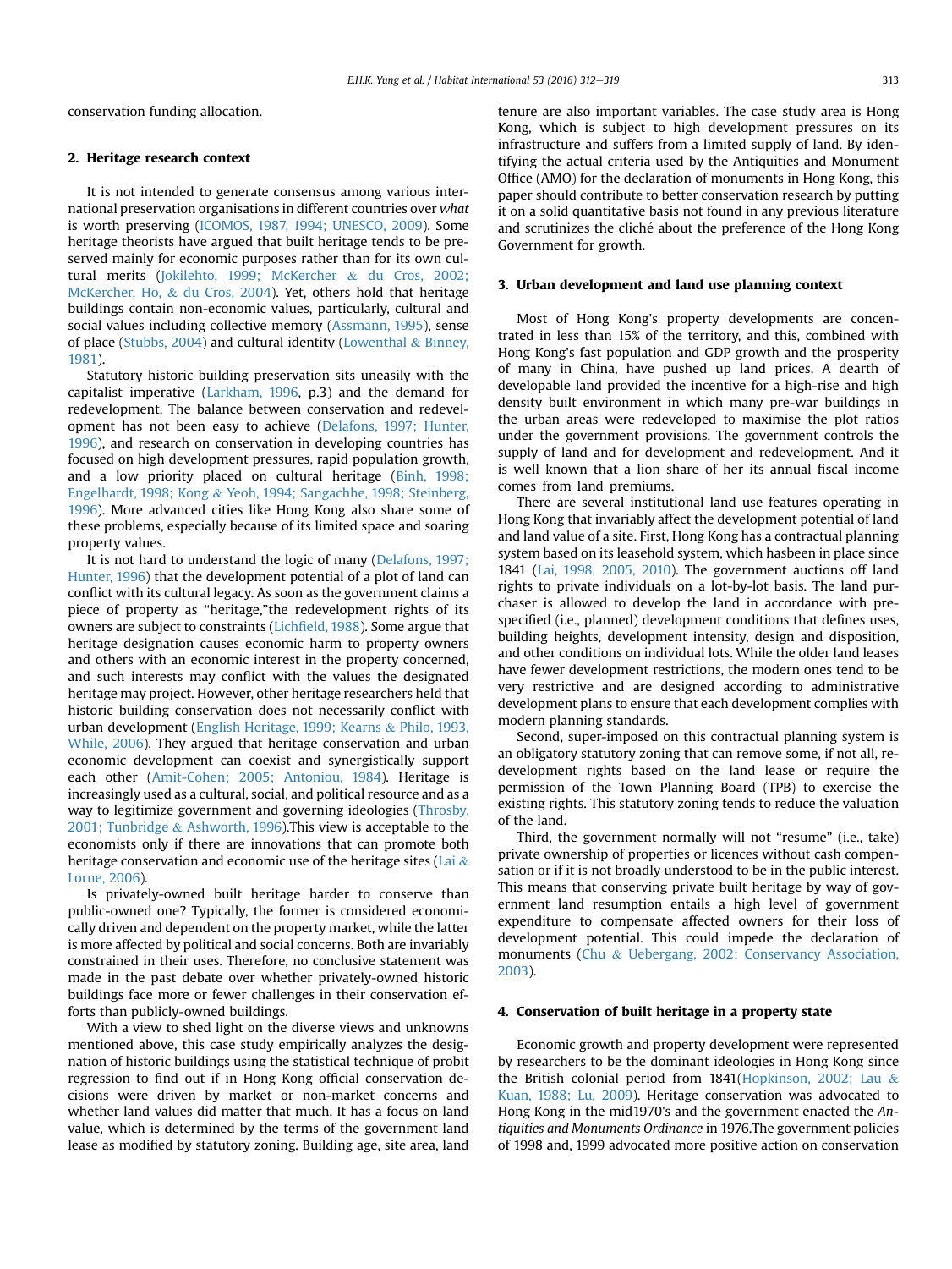conservation funding allocation.

## 2. Heritage research context

It is not intended to generate consensus among various international preservation organisations in different countries over *what* is worth preserving (ICOMOS, 1987, 1994; UNESCO, 2009). Some heritage theorists have argued that built heritage tends to be preserved mainly for economic purposes rather than for its own cultural merits (Jokilehto, 1999; McKercher & du Cros, 2002; McKercher, Ho, & du Cros, 2004). Yet, others hold that heritage buildings contain non-economic values, particularly, cultural and social values including collective memory (Assmann, 1995), sense of place (Stubbs, 2004) and cultural identity (Lowenthal & Binney, 1981).

Statutory historic building preservation sits uneasily with the capitalist imperative (Larkham, 1996, p.3) and the demand for redevelopment. The balance between conservation and redevelopment has not been easy to achieve (Delafons, 1997; Hunter, 1996), and research on conservation in developing countries has focused on high development pressures, rapid population growth, and a low priority placed on cultural heritage (Binh, 1998; Engelhardt, 1998; Kong & Yeoh, 1994; Sangachhe, 1998; Steinberg, 1996). More advanced cities like Hong Kong also share some of these problems, especially because of its limited space and soaring property values.

It is not hard to understand the logic of many (Delafons, 1997; Hunter, 1996) that the development potential of a plot of land can conflict with its cultural legacy. As soon as the government claims a piece of property as "heritage,"the redevelopment rights of its owners are subject to constraints (Lichfield, 1988). Some argue that heritage designation causes economic harm to property owners and others with an economic interest in the property concerned, and such interests may conflict with the values the designated heritage may project. However, other heritage researchers held that historic building conservation does not necessarily conflict with urban development (English Heritage, 1999; Kearns & Philo, 1993, While, 2006). They argued that heritage conservation and urban economic development can coexist and synergistically support each other (Amit-Cohen; 2005; Antoniou, 1984). Heritage is increasingly used as a cultural, social, and political resource and as a way to legitimize government and governing ideologies (Throsby, 2001; Tunbridge & Ashworth, 1996).This view is acceptable to the economists only if there are innovations that can promote both heritage conservation and economic use of the heritage sites (Lai & Lorne, 2006).

Is privately-owned built heritage harder to conserve than public-owned one? Typically, the former is considered economically driven and dependent on the property market, while the latter is more affected by political and social concerns. Both are invariably constrained in their uses. Therefore, no conclusive statement was made in the past debate over whether privately-owned historic buildings face more or fewer challenges in their conservation efforts than publicly-owned buildings.

With a view to shed light on the diverse views and unknowns mentioned above, this case study empirically analyzes the designation of historic buildings using the statistical technique of probit regression to find out if in Hong Kong official conservation decisions were driven by market or non-market concerns and whether land values did matter that much. It has a focus on land value, which is determined by the terms of the government land lease as modified by statutory zoning. Building age, site area, land tenure are also important variables. The case study area is Hong Kong, which is subject to high development pressures on its infrastructure and suffers from a limited supply of land. By identifying the actual criteria used by the Antiquities and Monument Office (AMO) for the declaration of monuments in Hong Kong, this paper should contribute to better conservation research by putting it on a solid quantitative basis not found in any previous literature and scrutinizes the cliché about the preference of the Hong Kong Government for growth.

## 3. Urban development and land use planning context

Most of Hong Kong's property developments are concentrated in less than 15% of the territory, and this, combined with Hong Kong's fast population and GDP growth and the prosperity of many in China, have pushed up land prices. A dearth of developable land provided the incentive for a high-rise and high density built environment in which many pre-war buildings in the urban areas were redeveloped to maximise the plot ratios under the government provisions. The government controls the supply of land and for development and redevelopment. And it is well known that a lion share of her its annual fiscal income comes from land premiums.

There are several institutional land use features operating in Hong Kong that invariably affect the development potential of land and land value of a site. First, Hong Kong has a contractual planning system based on its leasehold system, which hasbeen in place since 1841 (Lai, 1998, 2005, 2010). The government auctions off land rights to private individuals on a lot-by-lot basis. The land purchaser is allowed to develop the land in accordance with pre-specified (i.e., planned) development conditions that defines uses, building heights, development intensity, design and disposition, and other conditions on individual lots. While the older land leases have fewer development restrictions, the modern ones tend to be very restrictive and are designed according to administrative development plans to ensure that each development complies with modern planning standards.

Second, super-imposed on this contractual planning system is an obligatory statutory zoning that can remove some, if not all, redevelopment rights based on the land lease or require the permission of the Town Planning Board (TPB) to exercise the existing rights. This statutory zoning tends to reduce the valuation of the land.

Third, the government normally will not "resume" (i.e., take) private ownership of properties or licences without cash compensation or if it is not broadly understood to be in the public interest. This means that conserving private built heritage by way of government land resumption entails a high level of government expenditure to compensate affected owners for their loss of development potential. This could impede the declaration of monuments (Chu & Uebergang, 2002; Conservancy Association, 2003).

## 4. Conservation of built heritage in a property state

Economic growth and property development were represented by researchers to be the dominant ideologies in Hong Kong since the British colonial period from 1841(Hopkinson, 2002; Lau & Kuan, 1988; Lu, 2009). Heritage conservation was advocated to Hong Kong in the mid1970's and the government enacted the *Antiquities and Monuments Ordinance* in 1976.The government policies of 1998 and, 1999 advocated more positive action on conservation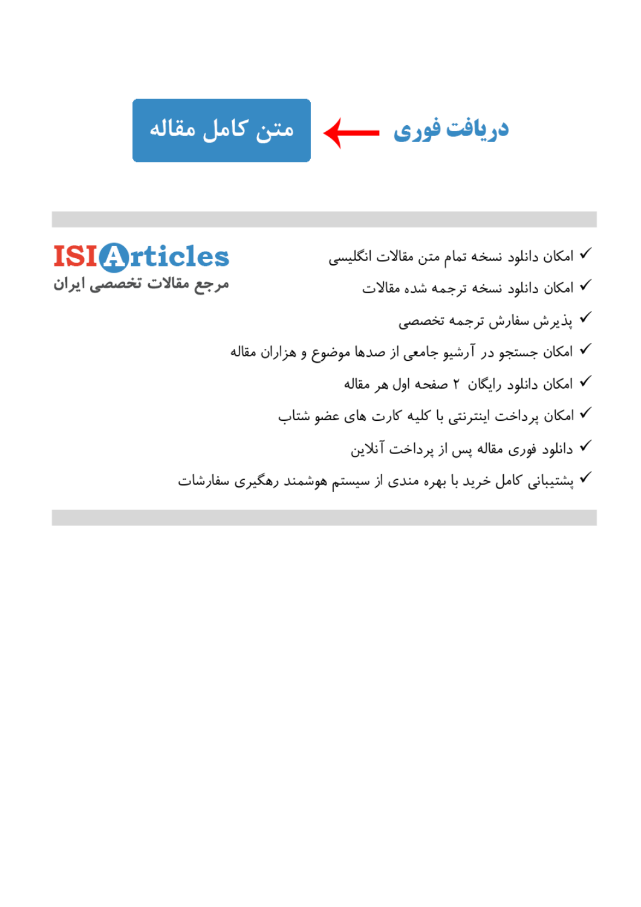**متن کامل مقاله** ← **دریافت فوری**

---

**ISIArticles**
مرجع مقالات تخصصی ایران

- ✓ امکان دانلود نسخه تمام متن مقالات انگلیسی
- ✓ امکان دانلود نسخه ترجمه شده مقالات
- ✓ پذیرش سفارش ترجمه تخصصی
- ✓ امکان جستجو در آرشیو جامعی از صدها موضوع و هزاران مقاله
- ✓ امکان دانلود رایگان ۲ صفحه اول هر مقاله
- ✓ امکان پرداخت اینترنتی با کلیه کارت های عضو شتاب
- ✓ دانلود فوری مقاله پس از پرداخت آنلاین
- ✓ پشتیبانی کامل خرید با بهره مندی از سیستم هوشمند رهگیری سفارشات

---